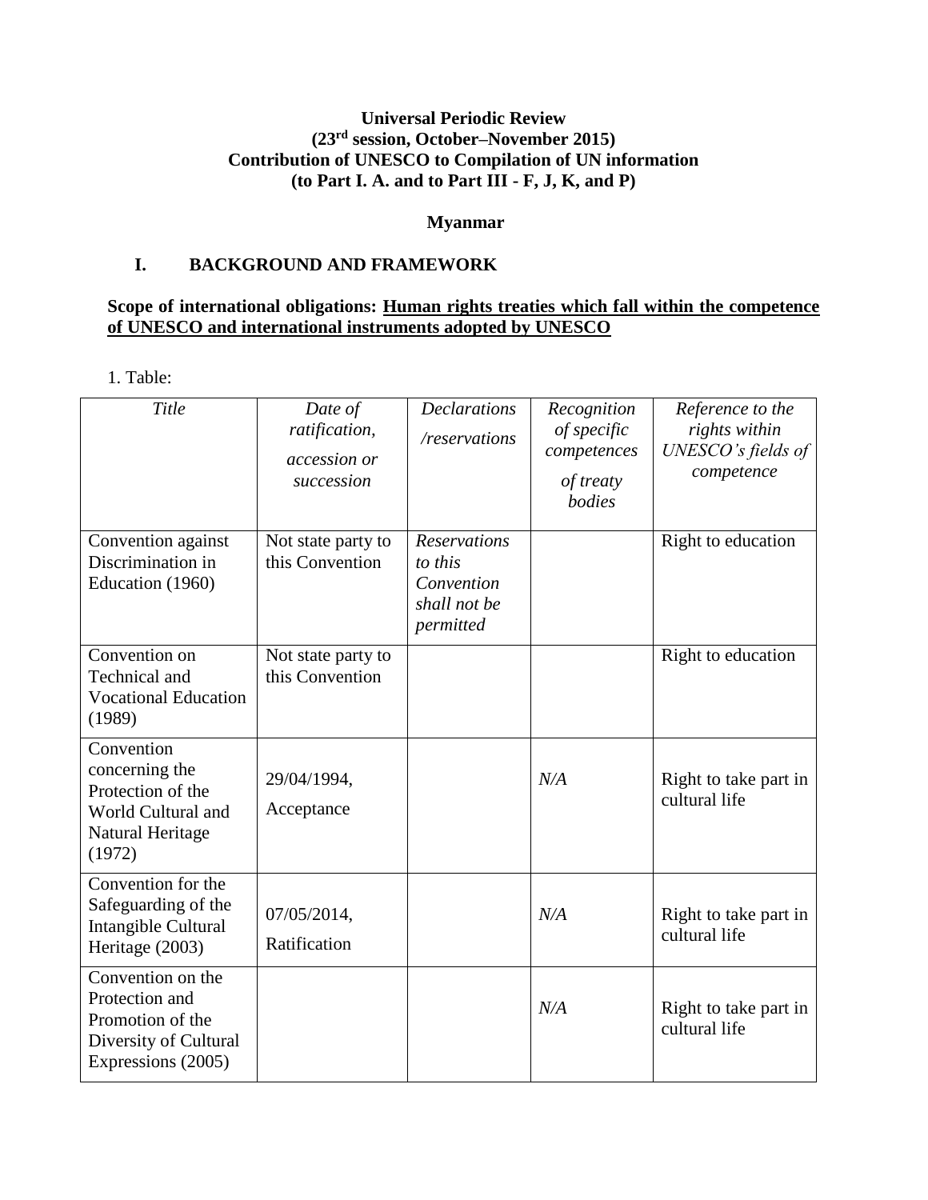**Universal Periodic Review**
**(23rd session, October–November 2015)**
**Contribution of UNESCO to Compilation of UN information**
**(to Part I. A. and to Part III - F, J, K, and P)**

**Myanmar**

## I. BACKGROUND AND FRAMEWORK

**Scope of international obligations: Human rights treaties which fall within the competence of UNESCO and international instruments adopted by UNESCO**

1. Table:

| *Title* | *Date of ratification, accession or succession* | *Declarations /reservations* | *Recognition of specific competences of treaty bodies* | *Reference to the rights within UNESCO's fields of competence* |
|---|---|---|---|---|
| Convention against Discrimination in Education (1960) | Not state party to this Convention | *Reservations to this Convention shall not be permitted* | | Right to education |
| Convention on Technical and Vocational Education (1989) | Not state party to this Convention | | | Right to education |
| Convention concerning the Protection of the World Cultural and Natural Heritage (1972) | 29/04/1994, Acceptance | | *N/A* | Right to take part in cultural life |
| Convention for the Safeguarding of the Intangible Cultural Heritage (2003) | 07/05/2014, Ratification | | *N/A* | Right to take part in cultural life |
| Convention on the Protection and Promotion of the Diversity of Cultural Expressions (2005) | | | *N/A* | Right to take part in cultural life |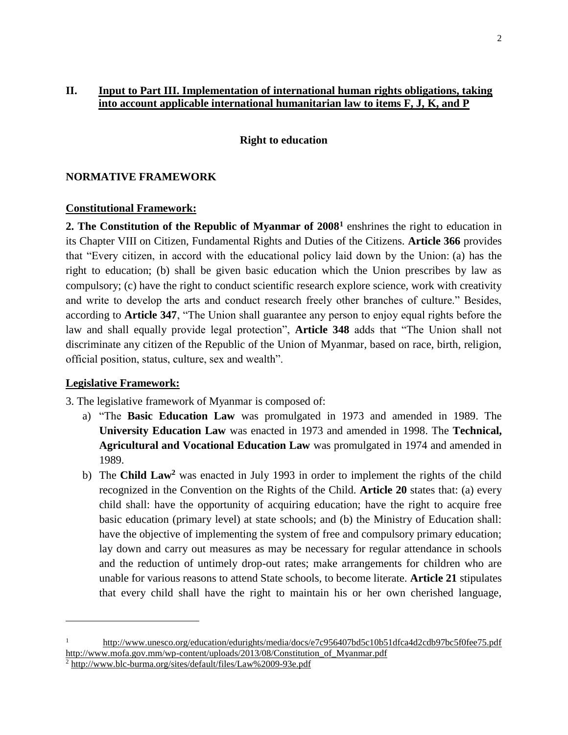## II. Input to Part III. Implementation of international human rights obligations, taking into account applicable international humanitarian law to items F, J, K, and P

### Right to education

### NORMATIVE FRAMEWORK

#### Constitutional Framework:

**2. The Constitution of the Republic of Myanmar of 2008**[1] enshrines the right to education in its Chapter VIII on Citizen, Fundamental Rights and Duties of the Citizens. **Article 366** provides that "Every citizen, in accord with the educational policy laid down by the Union: (a) has the right to education; (b) shall be given basic education which the Union prescribes by law as compulsory; (c) have the right to conduct scientific research explore science, work with creativity and write to develop the arts and conduct research freely other branches of culture." Besides, according to **Article 347**, "The Union shall guarantee any person to enjoy equal rights before the law and shall equally provide legal protection", **Article 348** adds that "The Union shall not discriminate any citizen of the Republic of the Union of Myanmar, based on race, birth, religion, official position, status, culture, sex and wealth".

#### Legislative Framework:

3. The legislative framework of Myanmar is composed of:

a) "The **Basic Education Law** was promulgated in 1973 and amended in 1989. The **University Education Law** was enacted in 1973 and amended in 1998. The **Technical, Agricultural and Vocational Education Law** was promulgated in 1974 and amended in 1989.

b) The **Child Law**[2] was enacted in July 1993 in order to implement the rights of the child recognized in the Convention on the Rights of the Child. **Article 20** states that: (a) every child shall: have the opportunity of acquiring education; have the right to acquire free basic education (primary level) at state schools; and (b) the Ministry of Education shall: have the objective of implementing the system of free and compulsory primary education; lay down and carry out measures as may be necessary for regular attendance in schools and the reduction of untimely drop-out rates; make arrangements for children who are unable for various reasons to attend State schools, to become literate. **Article 21** stipulates that every child shall have the right to maintain his or her own cherished language,

---

[1] http://www.unesco.org/education/edurights/media/docs/e7c956407bd5c10b51dfca4d2cdb97bc5f0fee75.pdf http://www.mofa.gov.mm/wp-content/uploads/2013/08/Constitution_of_Myanmar.pdf

[2] http://www.blc-burma.org/sites/default/files/Law%2009-93e.pdf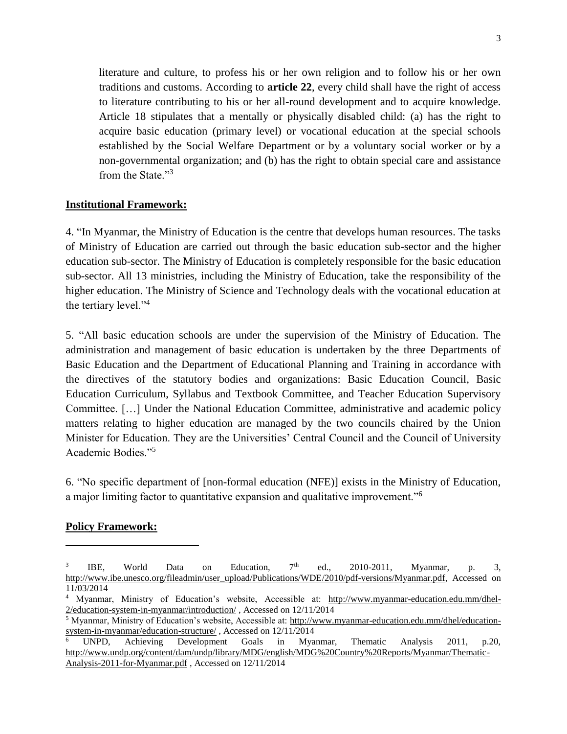literature and culture, to profess his or her own religion and to follow his or her own traditions and customs. According to **article 22**, every child shall have the right of access to literature contributing to his or her all-round development and to acquire knowledge. Article 18 stipulates that a mentally or physically disabled child: (a) has the right to acquire basic education (primary level) or vocational education at the special schools established by the Social Welfare Department or by a voluntary social worker or by a non-governmental organization; and (b) has the right to obtain special care and assistance from the State."[3]

**Institutional Framework:**

4. "In Myanmar, the Ministry of Education is the centre that develops human resources. The tasks of Ministry of Education are carried out through the basic education sub-sector and the higher education sub-sector. The Ministry of Education is completely responsible for the basic education sub-sector. All 13 ministries, including the Ministry of Education, take the responsibility of the higher education. The Ministry of Science and Technology deals with the vocational education at the tertiary level."[4]

5. "All basic education schools are under the supervision of the Ministry of Education. The administration and management of basic education is undertaken by the three Departments of Basic Education and the Department of Educational Planning and Training in accordance with the directives of the statutory bodies and organizations: Basic Education Council, Basic Education Curriculum, Syllabus and Textbook Committee, and Teacher Education Supervisory Committee. […] Under the National Education Committee, administrative and academic policy matters relating to higher education are managed by the two councils chaired by the Union Minister for Education. They are the Universities' Central Council and the Council of University Academic Bodies."[5]

6. "No specific department of [non-formal education (NFE)] exists in the Ministry of Education, a major limiting factor to quantitative expansion and qualitative improvement."[6]

**Policy Framework:**

---

[3] IBE, World Data on Education, 7th ed., 2010-2011, Myanmar, p. 3, http://www.ibe.unesco.org/fileadmin/user_upload/Publications/WDE/2010/pdf-versions/Myanmar.pdf, Accessed on 11/03/2014

[4] Myanmar, Ministry of Education's website, Accessible at: http://www.myanmar-education.edu.mm/dhel-2/education-system-in-myanmar/introduction/ , Accessed on 12/11/2014

[5] Myanmar, Ministry of Education's website, Accessible at: http://www.myanmar-education.edu.mm/dhel/education-system-in-myanmar/education-structure/ , Accessed on 12/11/2014

[6] UNPD, Achieving Development Goals in Myanmar, Thematic Analysis 2011, p.20, http://www.undp.org/content/dam/undp/library/MDG/english/MDG%20Country%20Reports/Myanmar/Thematic-Analysis-2011-for-Myanmar.pdf , Accessed on 12/11/2014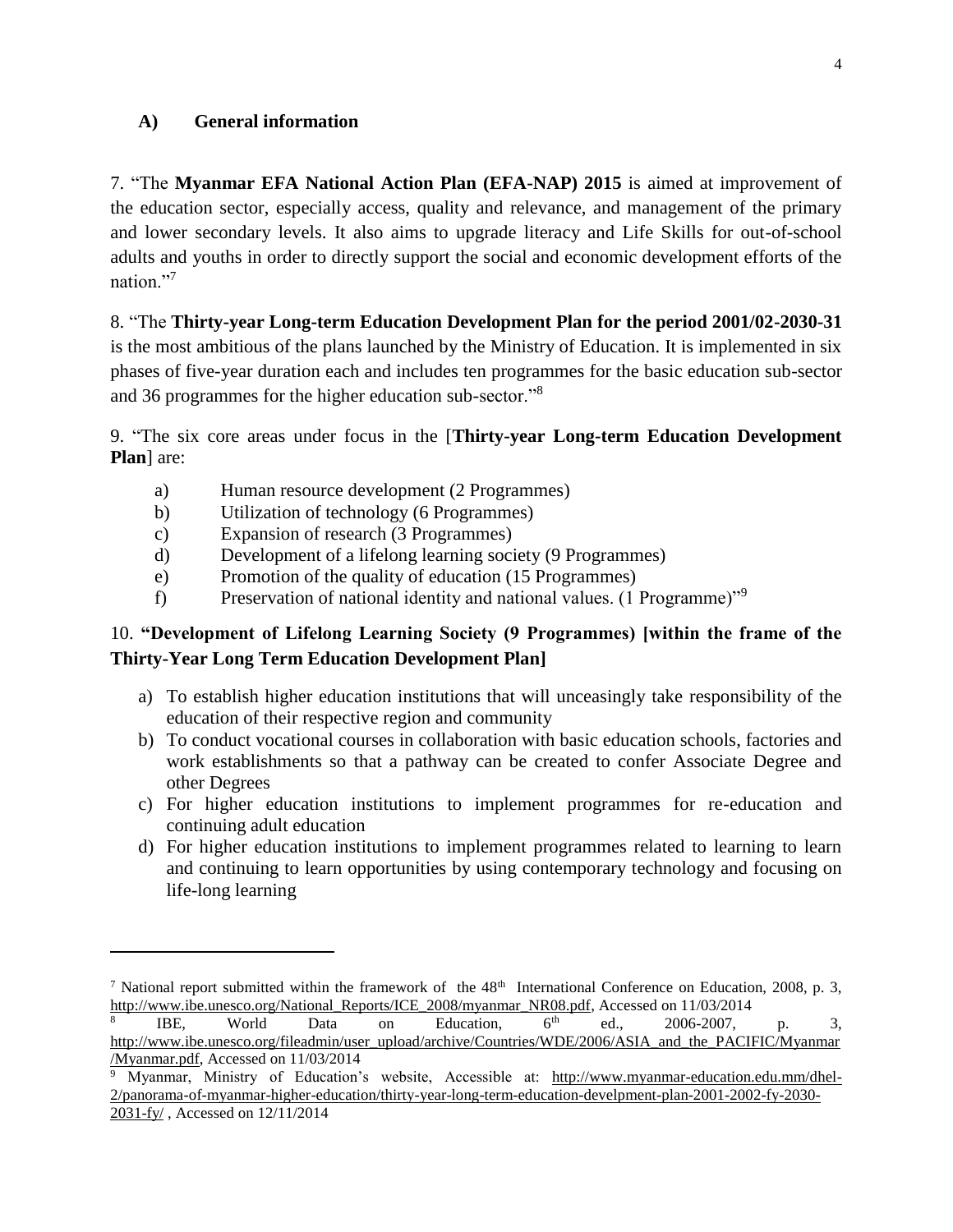### A) General information

7. "The **Myanmar EFA National Action Plan (EFA-NAP) 2015** is aimed at improvement of the education sector, especially access, quality and relevance, and management of the primary and lower secondary levels. It also aims to upgrade literacy and Life Skills for out-of-school adults and youths in order to directly support the social and economic development efforts of the nation."[7]

8. "The **Thirty-year Long-term Education Development Plan for the period 2001/02-2030-31** is the most ambitious of the plans launched by the Ministry of Education. It is implemented in six phases of five-year duration each and includes ten programmes for the basic education sub-sector and 36 programmes for the higher education sub-sector."[8]

9. "The six core areas under focus in the [**Thirty-year Long-term Education Development Plan**] are:

a) Human resource development (2 Programmes)
b) Utilization of technology (6 Programmes)
c) Expansion of research (3 Programmes)
d) Development of a lifelong learning society (9 Programmes)
e) Promotion of the quality of education (15 Programmes)
f) Preservation of national identity and national values. (1 Programme)"[9]

10. **"Development of Lifelong Learning Society (9 Programmes) [within the frame of the Thirty-Year Long Term Education Development Plan]**

a) To establish higher education institutions that will unceasingly take responsibility of the education of their respective region and community
b) To conduct vocational courses in collaboration with basic education schools, factories and work establishments so that a pathway can be created to confer Associate Degree and other Degrees
c) For higher education institutions to implement programmes for re-education and continuing adult education
d) For higher education institutions to implement programmes related to learning to learn and continuing to learn opportunities by using contemporary technology and focusing on life-long learning

---

[7] National report submitted within the framework of the 48th International Conference on Education, 2008, p. 3, http://www.ibe.unesco.org/National_Reports/ICE_2008/myanmar_NR08.pdf, Accessed on 11/03/2014

[8] IBE, World Data on Education, 6th ed., 2006-2007, p. 3, http://www.ibe.unesco.org/fileadmin/user_upload/archive/Countries/WDE/2006/ASIA_and_the_PACIFIC/Myanmar/Myanmar.pdf, Accessed on 11/03/2014

[9] Myanmar, Ministry of Education's website, Accessible at: http://www.myanmar-education.edu.mm/dhel-2/panorama-of-myanmar-higher-education/thirty-year-long-term-education-develpment-plan-2001-2002-fy-2030-2031-fy/ , Accessed on 12/11/2014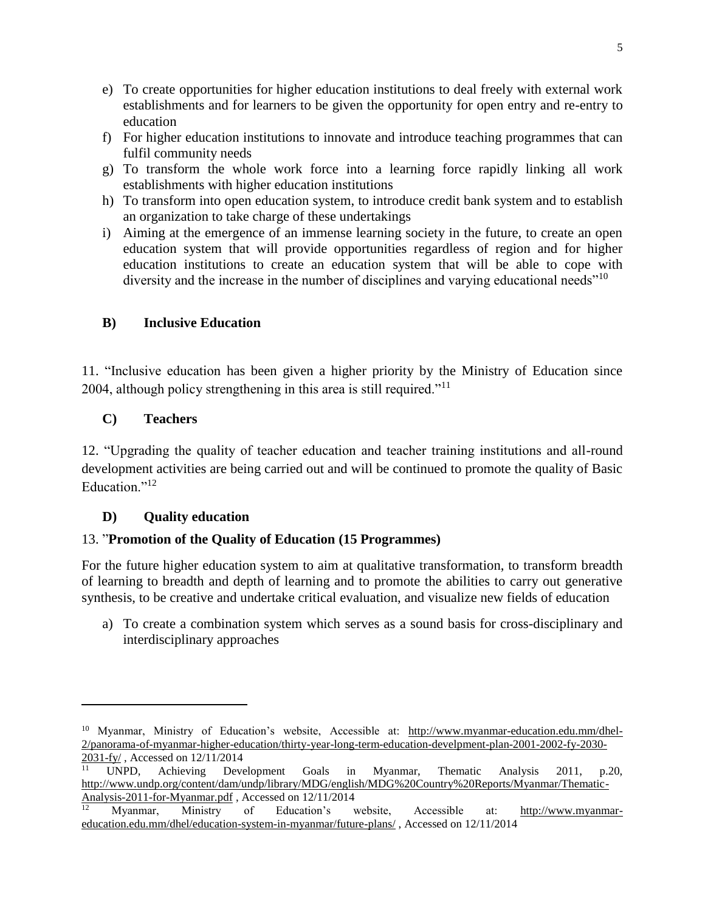e) To create opportunities for higher education institutions to deal freely with external work establishments and for learners to be given the opportunity for open entry and re-entry to education
f) For higher education institutions to innovate and introduce teaching programmes that can fulfil community needs
g) To transform the whole work force into a learning force rapidly linking all work establishments with higher education institutions
h) To transform into open education system, to introduce credit bank system and to establish an organization to take charge of these undertakings
i) Aiming at the emergence of an immense learning society in the future, to create an open education system that will provide opportunities regardless of region and for higher education institutions to create an education system that will be able to cope with diversity and the increase in the number of disciplines and varying educational needs"[10]

### B) Inclusive Education

11. "Inclusive education has been given a higher priority by the Ministry of Education since 2004, although policy strengthening in this area is still required."[11]

### C) Teachers

12. "Upgrading the quality of teacher education and teacher training institutions and all-round development activities are being carried out and will be continued to promote the quality of Basic Education."[12]

### D) Quality education

13. "**Promotion of the Quality of Education (15 Programmes)**

For the future higher education system to aim at qualitative transformation, to transform breadth of learning to breadth and depth of learning and to promote the abilities to carry out generative synthesis, to be creative and undertake critical evaluation, and visualize new fields of education

a) To create a combination system which serves as a sound basis for cross-disciplinary and interdisciplinary approaches

---

[10] Myanmar, Ministry of Education's website, Accessible at: http://www.myanmar-education.edu.mm/dhel-2/panorama-of-myanmar-higher-education/thirty-year-long-term-education-develpment-plan-2001-2002-fy-2030-2031-fy/ , Accessed on 12/11/2014

[11] UNPD, Achieving Development Goals in Myanmar, Thematic Analysis 2011, p.20, http://www.undp.org/content/dam/undp/library/MDG/english/MDG%20Country%20Reports/Myanmar/Thematic-Analysis-2011-for-Myanmar.pdf , Accessed on 12/11/2014

[12] Myanmar, Ministry of Education's website, Accessible at: http://www.myanmar-education.edu.mm/dhel/education-system-in-myanmar/future-plans/ , Accessed on 12/11/2014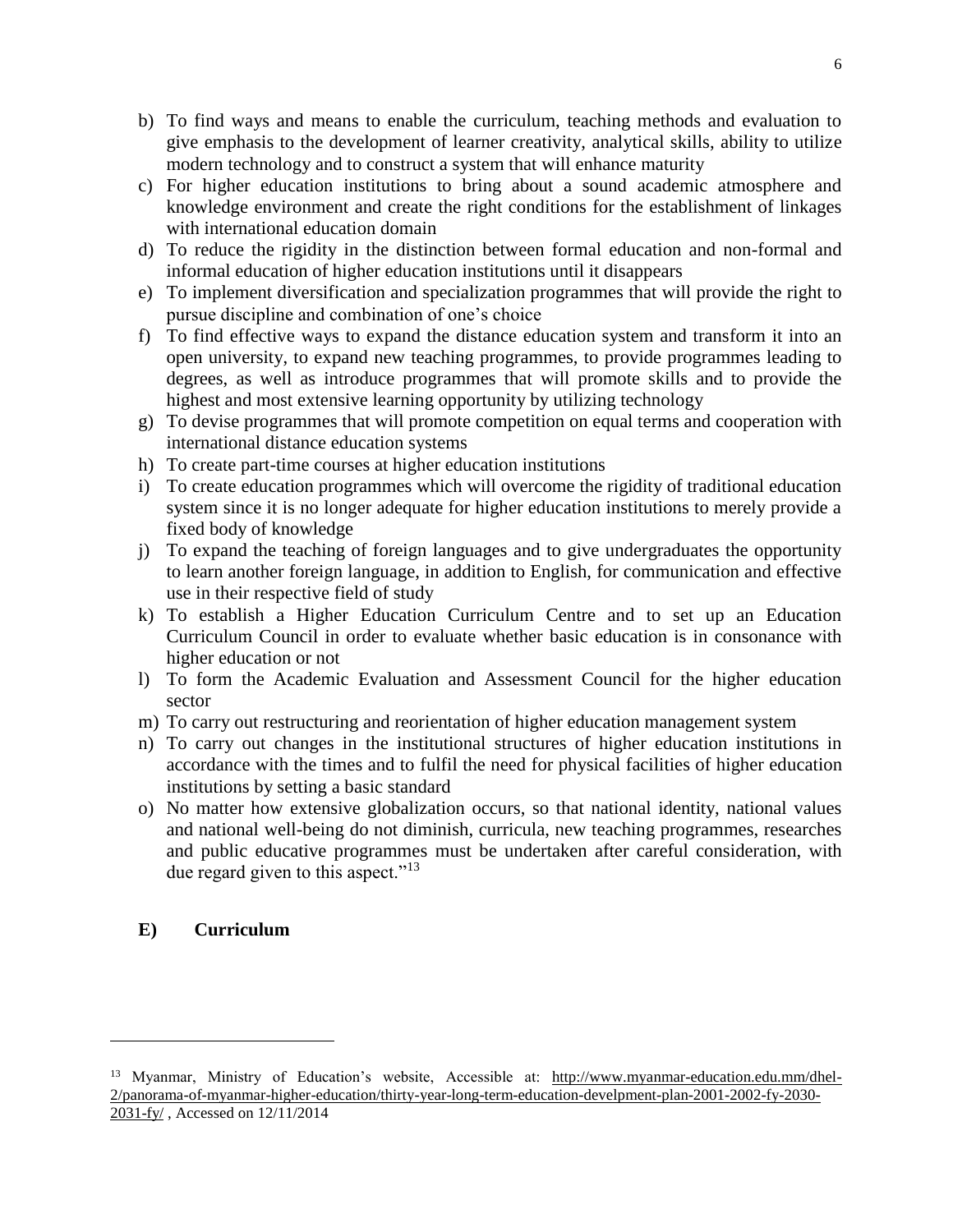b) To find ways and means to enable the curriculum, teaching methods and evaluation to give emphasis to the development of learner creativity, analytical skills, ability to utilize modern technology and to construct a system that will enhance maturity
c) For higher education institutions to bring about a sound academic atmosphere and knowledge environment and create the right conditions for the establishment of linkages with international education domain
d) To reduce the rigidity in the distinction between formal education and non-formal and informal education of higher education institutions until it disappears
e) To implement diversification and specialization programmes that will provide the right to pursue discipline and combination of one's choice
f) To find effective ways to expand the distance education system and transform it into an open university, to expand new teaching programmes, to provide programmes leading to degrees, as well as introduce programmes that will promote skills and to provide the highest and most extensive learning opportunity by utilizing technology
g) To devise programmes that will promote competition on equal terms and cooperation with international distance education systems
h) To create part-time courses at higher education institutions
i) To create education programmes which will overcome the rigidity of traditional education system since it is no longer adequate for higher education institutions to merely provide a fixed body of knowledge
j) To expand the teaching of foreign languages and to give undergraduates the opportunity to learn another foreign language, in addition to English, for communication and effective use in their respective field of study
k) To establish a Higher Education Curriculum Centre and to set up an Education Curriculum Council in order to evaluate whether basic education is in consonance with higher education or not
l) To form the Academic Evaluation and Assessment Council for the higher education sector
m) To carry out restructuring and reorientation of higher education management system
n) To carry out changes in the institutional structures of higher education institutions in accordance with the times and to fulfil the need for physical facilities of higher education institutions by setting a basic standard
o) No matter how extensive globalization occurs, so that national identity, national values and national well-being do not diminish, curricula, new teaching programmes, researches and public educative programmes must be undertaken after careful consideration, with due regard given to this aspect."[13]

## E) Curriculum

---

[13] Myanmar, Ministry of Education's website, Accessible at: http://www.myanmar-education.edu.mm/dhel-2/panorama-of-myanmar-higher-education/thirty-year-long-term-education-develpment-plan-2001-2002-fy-2030-2031-fy/ , Accessed on 12/11/2014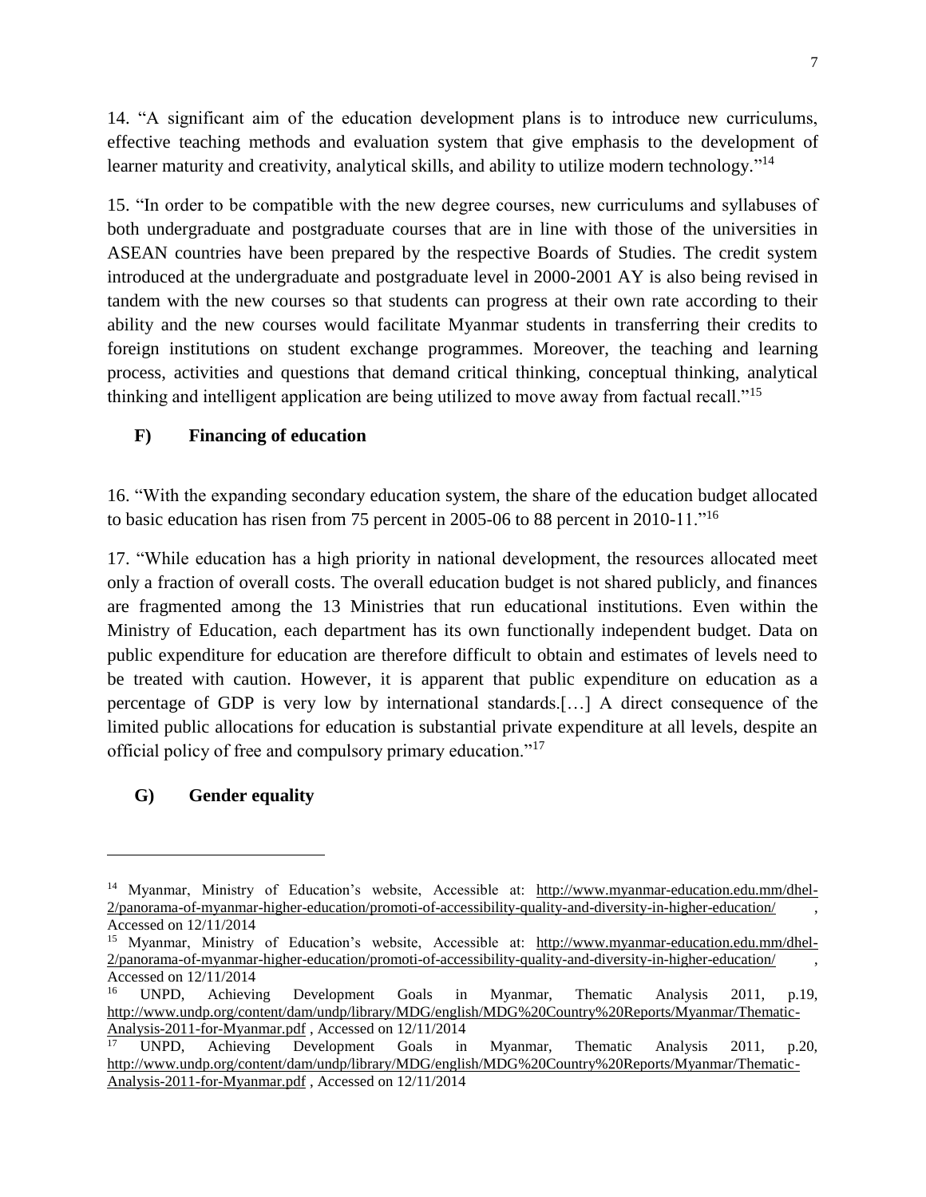14. "A significant aim of the education development plans is to introduce new curriculums, effective teaching methods and evaluation system that give emphasis to the development of learner maturity and creativity, analytical skills, and ability to utilize modern technology."[14]

15. "In order to be compatible with the new degree courses, new curriculums and syllabuses of both undergraduate and postgraduate courses that are in line with those of the universities in ASEAN countries have been prepared by the respective Boards of Studies. The credit system introduced at the undergraduate and postgraduate level in 2000-2001 AY is also being revised in tandem with the new courses so that students can progress at their own rate according to their ability and the new courses would facilitate Myanmar students in transferring their credits to foreign institutions on student exchange programmes. Moreover, the teaching and learning process, activities and questions that demand critical thinking, conceptual thinking, analytical thinking and intelligent application are being utilized to move away from factual recall."[15]

### F) Financing of education

16. "With the expanding secondary education system, the share of the education budget allocated to basic education has risen from 75 percent in 2005-06 to 88 percent in 2010-11."[16]

17. "While education has a high priority in national development, the resources allocated meet only a fraction of overall costs. The overall education budget is not shared publicly, and finances are fragmented among the 13 Ministries that run educational institutions. Even within the Ministry of Education, each department has its own functionally independent budget. Data on public expenditure for education are therefore difficult to obtain and estimates of levels need to be treated with caution. However, it is apparent that public expenditure on education as a percentage of GDP is very low by international standards.[…] A direct consequence of the limited public allocations for education is substantial private expenditure at all levels, despite an official policy of free and compulsory primary education."[17]

### G) Gender equality

---

[14] Myanmar, Ministry of Education's website, Accessible at: http://www.myanmar-education.edu.mm/dhel-2/panorama-of-myanmar-higher-education/promoti-of-accessibility-quality-and-diversity-in-higher-education/ , Accessed on 12/11/2014

[15] Myanmar, Ministry of Education's website, Accessible at: http://www.myanmar-education.edu.mm/dhel-2/panorama-of-myanmar-higher-education/promoti-of-accessibility-quality-and-diversity-in-higher-education/ , Accessed on 12/11/2014

[16] UNPD, Achieving Development Goals in Myanmar, Thematic Analysis 2011, p.19, http://www.undp.org/content/dam/undp/library/MDG/english/MDG%20Country%20Reports/Myanmar/Thematic-Analysis-2011-for-Myanmar.pdf , Accessed on 12/11/2014

[17] UNPD, Achieving Development Goals in Myanmar, Thematic Analysis 2011, p.20, http://www.undp.org/content/dam/undp/library/MDG/english/MDG%20Country%20Reports/Myanmar/Thematic-Analysis-2011-for-Myanmar.pdf , Accessed on 12/11/2014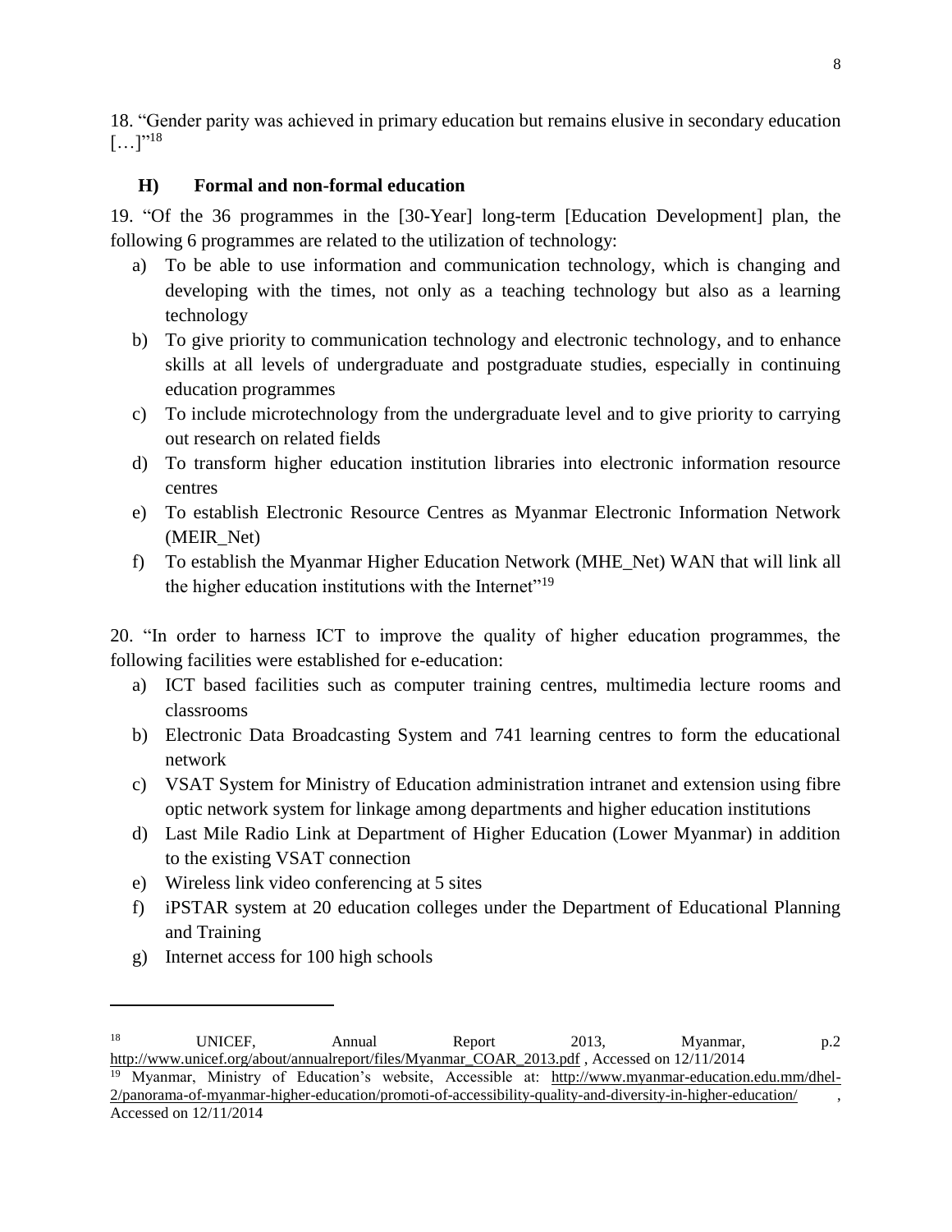18. "Gender parity was achieved in primary education but remains elusive in secondary education […]"[18]

### H) Formal and non-formal education

19. "Of the 36 programmes in the [30-Year] long-term [Education Development] plan, the following 6 programmes are related to the utilization of technology:

a) To be able to use information and communication technology, which is changing and developing with the times, not only as a teaching technology but also as a learning technology
b) To give priority to communication technology and electronic technology, and to enhance skills at all levels of undergraduate and postgraduate studies, especially in continuing education programmes
c) To include microtechnology from the undergraduate level and to give priority to carrying out research on related fields
d) To transform higher education institution libraries into electronic information resource centres
e) To establish Electronic Resource Centres as Myanmar Electronic Information Network (MEIR_Net)
f) To establish the Myanmar Higher Education Network (MHE_Net) WAN that will link all the higher education institutions with the Internet"[19]

20. "In order to harness ICT to improve the quality of higher education programmes, the following facilities were established for e-education:

a) ICT based facilities such as computer training centres, multimedia lecture rooms and classrooms
b) Electronic Data Broadcasting System and 741 learning centres to form the educational network
c) VSAT System for Ministry of Education administration intranet and extension using fibre optic network system for linkage among departments and higher education institutions
d) Last Mile Radio Link at Department of Higher Education (Lower Myanmar) in addition to the existing VSAT connection
e) Wireless link video conferencing at 5 sites
f) iPSTAR system at 20 education colleges under the Department of Educational Planning and Training
g) Internet access for 100 high schools

---

[18] UNICEF, Annual Report 2013, Myanmar, p.2 http://www.unicef.org/about/annualreport/files/Myanmar_COAR_2013.pdf , Accessed on 12/11/2014

[19] Myanmar, Ministry of Education's website, Accessible at: http://www.myanmar-education.edu.mm/dhel-2/panorama-of-myanmar-higher-education/promoti-of-accessibility-quality-and-diversity-in-higher-education/ , Accessed on 12/11/2014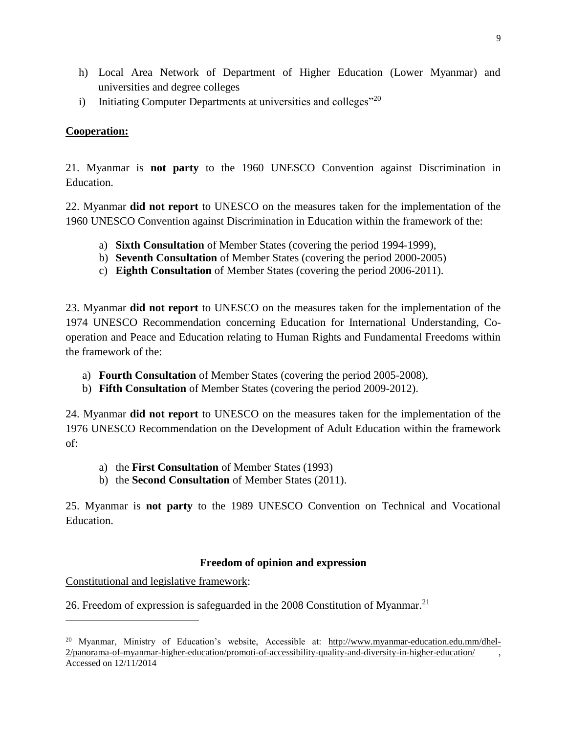h) Local Area Network of Department of Higher Education (Lower Myanmar) and universities and degree colleges
i) Initiating Computer Departments at universities and colleges"[20]

**Cooperation:**

21. Myanmar is **not party** to the 1960 UNESCO Convention against Discrimination in Education.

22. Myanmar **did not report** to UNESCO on the measures taken for the implementation of the 1960 UNESCO Convention against Discrimination in Education within the framework of the:

a) **Sixth Consultation** of Member States (covering the period 1994-1999),
b) **Seventh Consultation** of Member States (covering the period 2000-2005)
c) **Eighth Consultation** of Member States (covering the period 2006-2011).

23. Myanmar **did not report** to UNESCO on the measures taken for the implementation of the 1974 UNESCO Recommendation concerning Education for International Understanding, Co-operation and Peace and Education relating to Human Rights and Fundamental Freedoms within the framework of the:

a) **Fourth Consultation** of Member States (covering the period 2005-2008),
b) **Fifth Consultation** of Member States (covering the period 2009-2012).

24. Myanmar **did not report** to UNESCO on the measures taken for the implementation of the 1976 UNESCO Recommendation on the Development of Adult Education within the framework of:

a) the **First Consultation** of Member States (1993)
b) the **Second Consultation** of Member States (2011).

25. Myanmar is **not party** to the 1989 UNESCO Convention on Technical and Vocational Education.

**Freedom of opinion and expression**

Constitutional and legislative framework:

26. Freedom of expression is safeguarded in the 2008 Constitution of Myanmar.[21]

---

[20] Myanmar, Ministry of Education's website, Accessible at: http://www.myanmar-education.edu.mm/dhel-2/panorama-of-myanmar-higher-education/promoti-of-accessibility-quality-and-diversity-in-higher-education/ , Accessed on 12/11/2014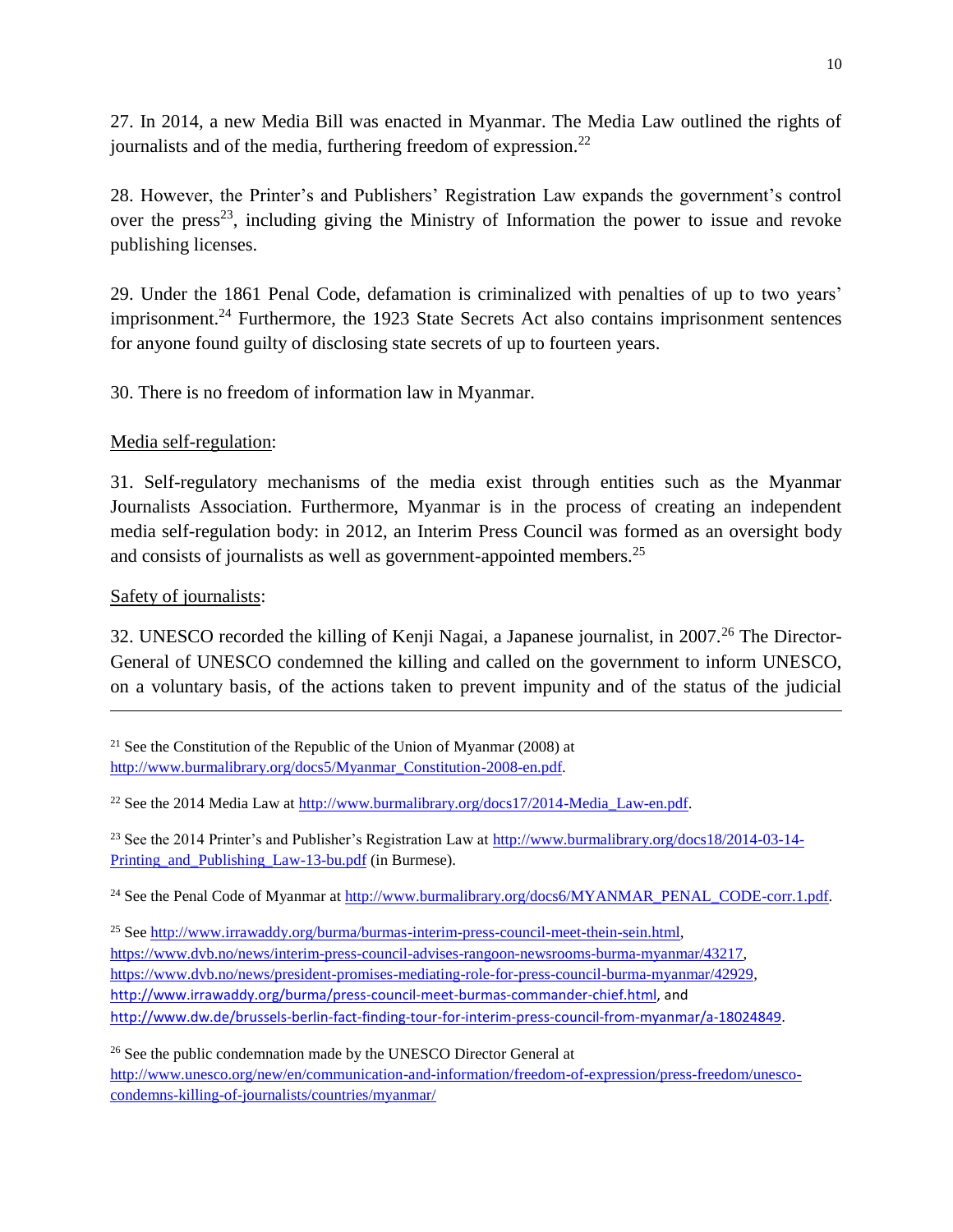27. In 2014, a new Media Bill was enacted in Myanmar. The Media Law outlined the rights of journalists and of the media, furthering freedom of expression.[22]

28. However, the Printer's and Publishers' Registration Law expands the government's control over the press[23], including giving the Ministry of Information the power to issue and revoke publishing licenses.

29. Under the 1861 Penal Code, defamation is criminalized with penalties of up to two years' imprisonment.[24] Furthermore, the 1923 State Secrets Act also contains imprisonment sentences for anyone found guilty of disclosing state secrets of up to fourteen years.

30. There is no freedom of information law in Myanmar.

Media self-regulation:

31. Self-regulatory mechanisms of the media exist through entities such as the Myanmar Journalists Association. Furthermore, Myanmar is in the process of creating an independent media self-regulation body: in 2012, an Interim Press Council was formed as an oversight body and consists of journalists as well as government-appointed members.[25]

Safety of journalists:

32. UNESCO recorded the killing of Kenji Nagai, a Japanese journalist, in 2007.[26] The Director-General of UNESCO condemned the killing and called on the government to inform UNESCO, on a voluntary basis, of the actions taken to prevent impunity and of the status of the judicial

---

[21] See the Constitution of the Republic of the Union of Myanmar (2008) at http://www.burmalibrary.org/docs5/Myanmar_Constitution-2008-en.pdf.

[22] See the 2014 Media Law at http://www.burmalibrary.org/docs17/2014-Media_Law-en.pdf.

[23] See the 2014 Printer's and Publisher's Registration Law at http://www.burmalibrary.org/docs18/2014-03-14-Printing_and_Publishing_Law-13-bu.pdf (in Burmese).

[24] See the Penal Code of Myanmar at http://www.burmalibrary.org/docs6/MYANMAR_PENAL_CODE-corr.1.pdf.

[25] See http://www.irrawaddy.org/burma/burmas-interim-press-council-meet-thein-sein.html, https://www.dvb.no/news/interim-press-council-advises-rangoon-newsrooms-burma-myanmar/43217, https://www.dvb.no/news/president-promises-mediating-role-for-press-council-burma-myanmar/42929, http://www.irrawaddy.org/burma/press-council-meet-burmas-commander-chief.html, and http://www.dw.de/brussels-berlin-fact-finding-tour-for-interim-press-council-from-myanmar/a-18024849.

[26] See the public condemnation made by the UNESCO Director General at http://www.unesco.org/new/en/communication-and-information/freedom-of-expression/press-freedom/unesco-condemns-killing-of-journalists/countries/myanmar/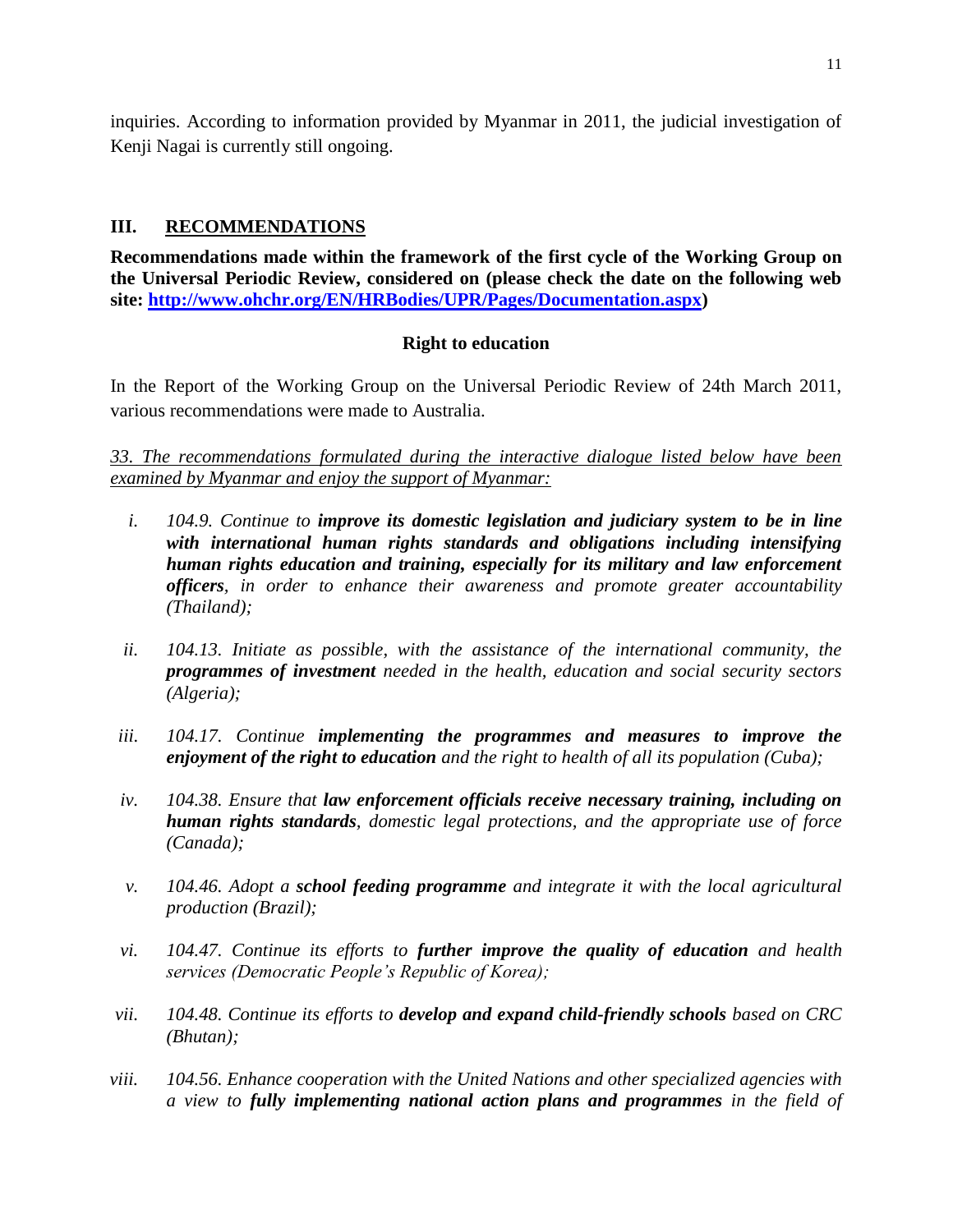inquiries. According to information provided by Myanmar in 2011, the judicial investigation of Kenji Nagai is currently still ongoing.

## III. RECOMMENDATIONS

**Recommendations made within the framework of the first cycle of the Working Group on the Universal Periodic Review, considered on (please check the date on the following web site: [http://www.ohchr.org/EN/HRBodies/UPR/Pages/Documentation.aspx](http://www.ohchr.org/EN/HRBodies/UPR/Pages/Documentation.aspx))**

### Right to education

In the Report of the Working Group on the Universal Periodic Review of 24th March 2011, various recommendations were made to Australia.

*33. The recommendations formulated during the interactive dialogue listed below have been examined by Myanmar and enjoy the support of Myanmar:*

i. *104.9. Continue to **improve its domestic legislation and judiciary system to be in line with international human rights standards and obligations including intensifying human rights education and training, especially for its military and law enforcement officers**, in order to enhance their awareness and promote greater accountability (Thailand);*

ii. *104.13. Initiate as possible, with the assistance of the international community, the **programmes of investment** needed in the health, education and social security sectors (Algeria);*

iii. *104.17. Continue **implementing the programmes and measures to improve the enjoyment of the right to education** and the right to health of all its population (Cuba);*

iv. *104.38. Ensure that **law enforcement officials receive necessary training, including on human rights standards**, domestic legal protections, and the appropriate use of force (Canada);*

v. *104.46. Adopt a **school feeding programme** and integrate it with the local agricultural production (Brazil);*

vi. *104.47. Continue its efforts to **further improve the quality of education** and health services (Democratic People's Republic of Korea);*

vii. *104.48. Continue its efforts to **develop and expand child-friendly schools** based on CRC (Bhutan);*

viii. *104.56. Enhance cooperation with the United Nations and other specialized agencies with a view to **fully implementing national action plans and programmes** in the field of*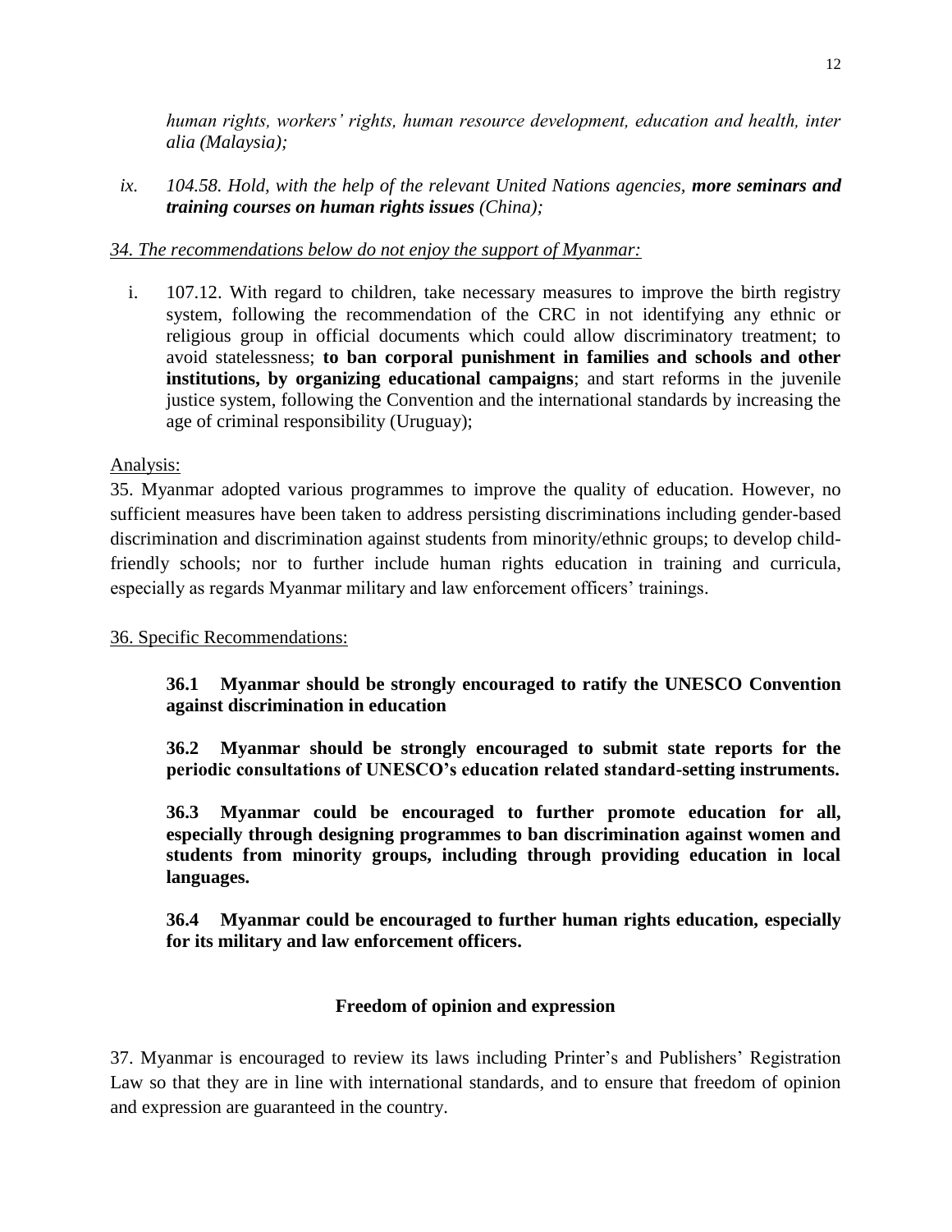*human rights, workers' rights, human resource development, education and health, inter alia (Malaysia);*

ix. *104.58. Hold, with the help of the relevant United Nations agencies, **more seminars and training courses on human rights issues** (China);*

<u>*34. The recommendations below do not enjoy the support of Myanmar:*</u>

i. 107.12. With regard to children, take necessary measures to improve the birth registry system, following the recommendation of the CRC in not identifying any ethnic or religious group in official documents which could allow discriminatory treatment; to avoid statelessness; **to ban corporal punishment in families and schools and other institutions, by organizing educational campaigns**; and start reforms in the juvenile justice system, following the Convention and the international standards by increasing the age of criminal responsibility (Uruguay);

<u>Analysis:</u>

35. Myanmar adopted various programmes to improve the quality of education. However, no sufficient measures have been taken to address persisting discriminations including gender-based discrimination and discrimination against students from minority/ethnic groups; to develop child-friendly schools; nor to further include human rights education in training and curricula, especially as regards Myanmar military and law enforcement officers' trainings.

<u>36. Specific Recommendations:</u>

**36.1 Myanmar should be strongly encouraged to ratify the UNESCO Convention against discrimination in education**

**36.2 Myanmar should be strongly encouraged to submit state reports for the periodic consultations of UNESCO's education related standard-setting instruments.**

**36.3 Myanmar could be encouraged to further promote education for all, especially through designing programmes to ban discrimination against women and students from minority groups, including through providing education in local languages.**

**36.4 Myanmar could be encouraged to further human rights education, especially for its military and law enforcement officers.**

## Freedom of opinion and expression

37. Myanmar is encouraged to review its laws including Printer's and Publishers' Registration Law so that they are in line with international standards, and to ensure that freedom of opinion and expression are guaranteed in the country.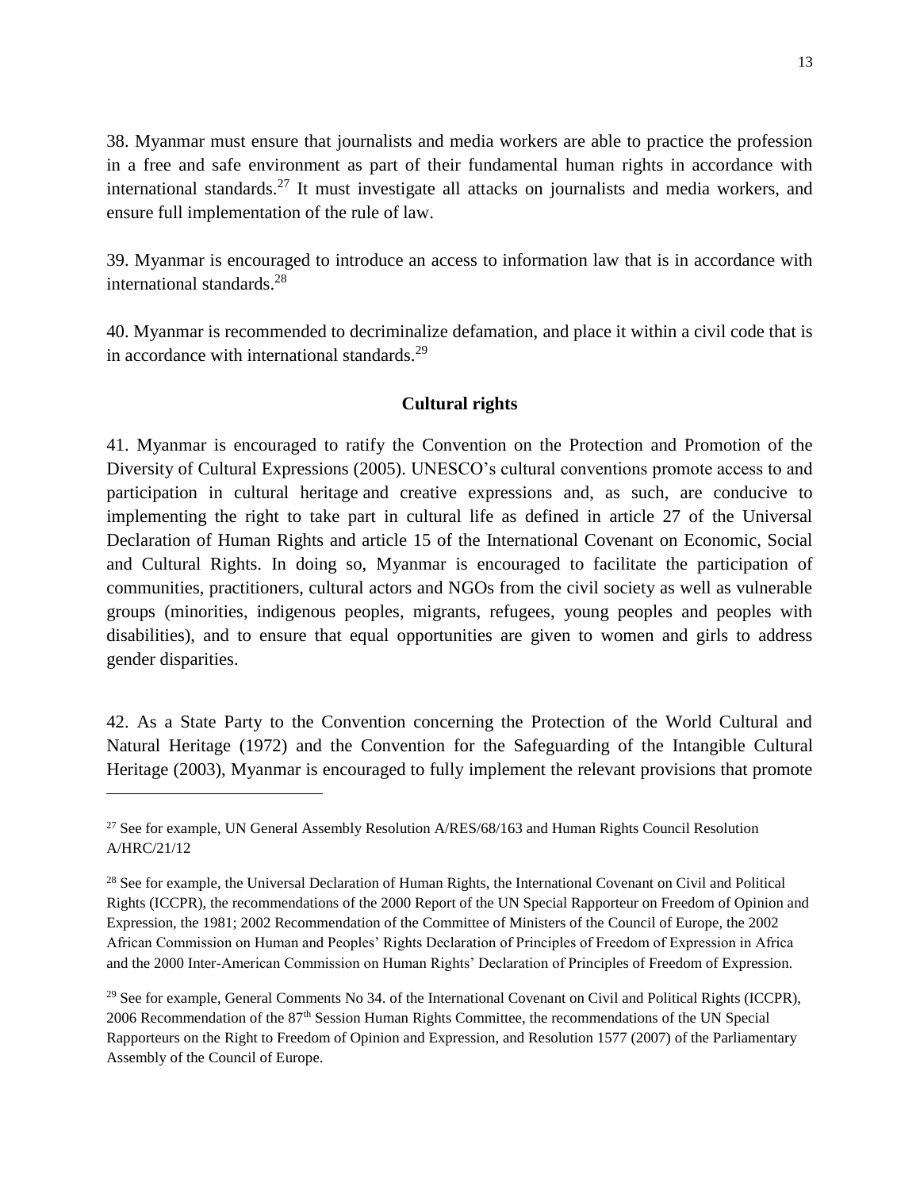38. Myanmar must ensure that journalists and media workers are able to practice the profession in a free and safe environment as part of their fundamental human rights in accordance with international standards.[27] It must investigate all attacks on journalists and media workers, and ensure full implementation of the rule of law.

39. Myanmar is encouraged to introduce an access to information law that is in accordance with international standards.[28]

40. Myanmar is recommended to decriminalize defamation, and place it within a civil code that is in accordance with international standards.[29]

**Cultural rights**

41. Myanmar is encouraged to ratify the Convention on the Protection and Promotion of the Diversity of Cultural Expressions (2005). UNESCO's cultural conventions promote access to and participation in cultural heritage and creative expressions and, as such, are conducive to implementing the right to take part in cultural life as defined in article 27 of the Universal Declaration of Human Rights and article 15 of the International Covenant on Economic, Social and Cultural Rights. In doing so, Myanmar is encouraged to facilitate the participation of communities, practitioners, cultural actors and NGOs from the civil society as well as vulnerable groups (minorities, indigenous peoples, migrants, refugees, young peoples and peoples with disabilities), and to ensure that equal opportunities are given to women and girls to address gender disparities.

42. As a State Party to the Convention concerning the Protection of the World Cultural and Natural Heritage (1972) and the Convention for the Safeguarding of the Intangible Cultural Heritage (2003), Myanmar is encouraged to fully implement the relevant provisions that promote

---

[27] See for example, UN General Assembly Resolution A/RES/68/163 and Human Rights Council Resolution A/HRC/21/12

[28] See for example, the Universal Declaration of Human Rights, the International Covenant on Civil and Political Rights (ICCPR), the recommendations of the 2000 Report of the UN Special Rapporteur on Freedom of Opinion and Expression, the 1981; 2002 Recommendation of the Committee of Ministers of the Council of Europe, the 2002 African Commission on Human and Peoples' Rights Declaration of Principles of Freedom of Expression in Africa and the 2000 Inter-American Commission on Human Rights' Declaration of Principles of Freedom of Expression.

[29] See for example, General Comments No 34. of the International Covenant on Civil and Political Rights (ICCPR), 2006 Recommendation of the 87th Session Human Rights Committee, the recommendations of the UN Special Rapporteurs on the Right to Freedom of Opinion and Expression, and Resolution 1577 (2007) of the Parliamentary Assembly of the Council of Europe.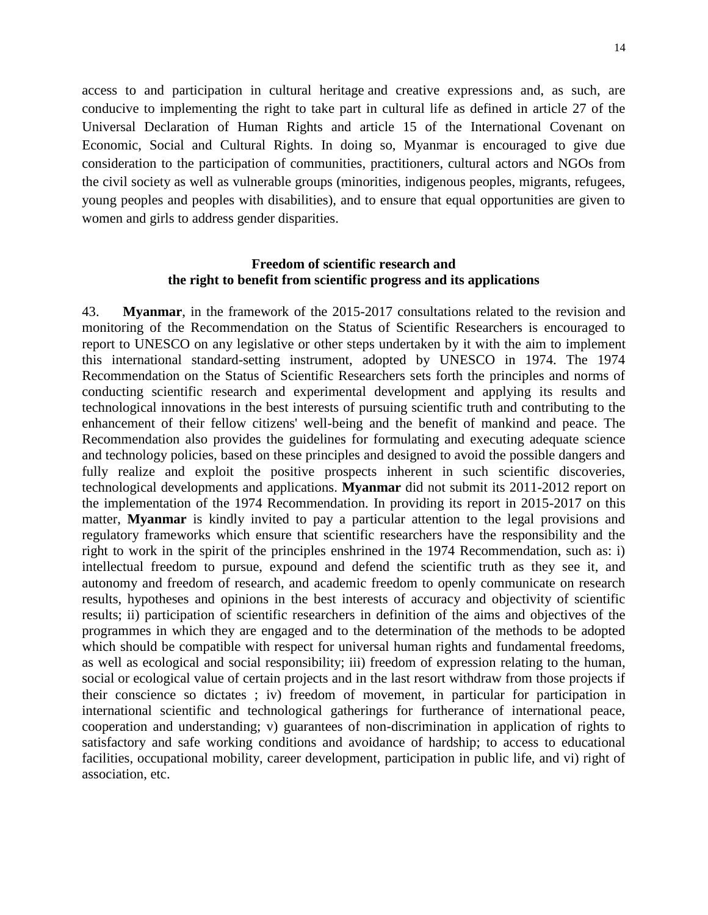access to and participation in cultural heritage and creative expressions and, as such, are conducive to implementing the right to take part in cultural life as defined in article 27 of the Universal Declaration of Human Rights and article 15 of the International Covenant on Economic, Social and Cultural Rights. In doing so, Myanmar is encouraged to give due consideration to the participation of communities, practitioners, cultural actors and NGOs from the civil society as well as vulnerable groups (minorities, indigenous peoples, migrants, refugees, young peoples and peoples with disabilities), and to ensure that equal opportunities are given to women and girls to address gender disparities.

### Freedom of scientific research and the right to benefit from scientific progress and its applications

43. **Myanmar**, in the framework of the 2015-2017 consultations related to the revision and monitoring of the Recommendation on the Status of Scientific Researchers is encouraged to report to UNESCO on any legislative or other steps undertaken by it with the aim to implement this international standard-setting instrument, adopted by UNESCO in 1974. The 1974 Recommendation on the Status of Scientific Researchers sets forth the principles and norms of conducting scientific research and experimental development and applying its results and technological innovations in the best interests of pursuing scientific truth and contributing to the enhancement of their fellow citizens' well-being and the benefit of mankind and peace. The Recommendation also provides the guidelines for formulating and executing adequate science and technology policies, based on these principles and designed to avoid the possible dangers and fully realize and exploit the positive prospects inherent in such scientific discoveries, technological developments and applications. **Myanmar** did not submit its 2011-2012 report on the implementation of the 1974 Recommendation. In providing its report in 2015-2017 on this matter, **Myanmar** is kindly invited to pay a particular attention to the legal provisions and regulatory frameworks which ensure that scientific researchers have the responsibility and the right to work in the spirit of the principles enshrined in the 1974 Recommendation, such as: i) intellectual freedom to pursue, expound and defend the scientific truth as they see it, and autonomy and freedom of research, and academic freedom to openly communicate on research results, hypotheses and opinions in the best interests of accuracy and objectivity of scientific results; ii) participation of scientific researchers in definition of the aims and objectives of the programmes in which they are engaged and to the determination of the methods to be adopted which should be compatible with respect for universal human rights and fundamental freedoms, as well as ecological and social responsibility; iii) freedom of expression relating to the human, social or ecological value of certain projects and in the last resort withdraw from those projects if their conscience so dictates ; iv) freedom of movement, in particular for participation in international scientific and technological gatherings for furtherance of international peace, cooperation and understanding; v) guarantees of non-discrimination in application of rights to satisfactory and safe working conditions and avoidance of hardship; to access to educational facilities, occupational mobility, career development, participation in public life, and vi) right of association, etc.